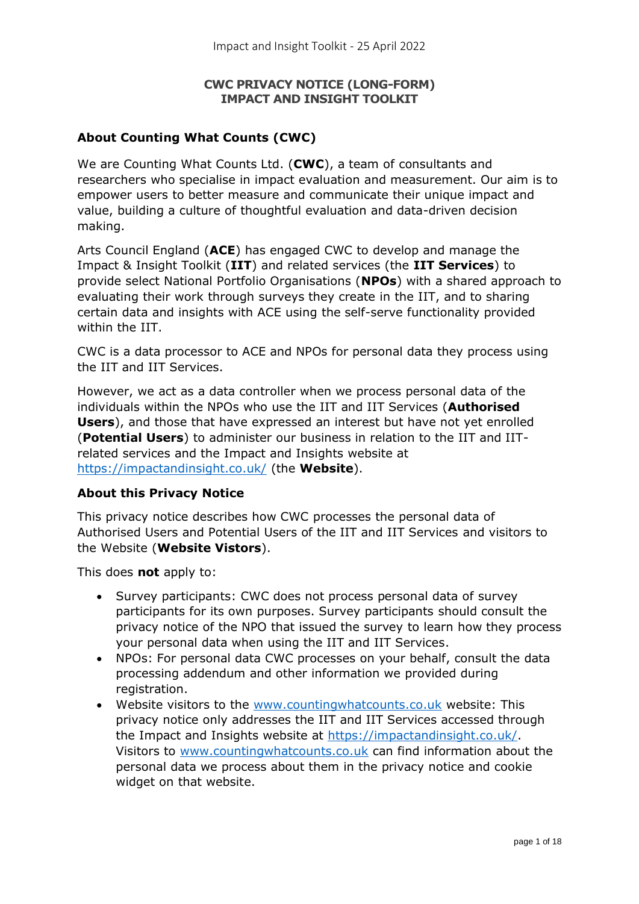# CWC PRIVACY NOTICE (LONG-FORM)
# IMPACT AND INSIGHT TOOLKIT

## About Counting What Counts (CWC)

We are Counting What Counts Ltd. (**CWC**), a team of consultants and researchers who specialise in impact evaluation and measurement. Our aim is to empower users to better measure and communicate their unique impact and value, building a culture of thoughtful evaluation and data-driven decision making.

Arts Council England (**ACE**) has engaged CWC to develop and manage the Impact & Insight Toolkit (**IIT**) and related services (the **IIT Services**) to provide select National Portfolio Organisations (**NPOs**) with a shared approach to evaluating their work through surveys they create in the IIT, and to sharing certain data and insights with ACE using the self-serve functionality provided within the IIT.

CWC is a data processor to ACE and NPOs for personal data they process using the IIT and IIT Services.

However, we act as a data controller when we process personal data of the individuals within the NPOs who use the IIT and IIT Services (**Authorised Users**), and those that have expressed an interest but have not yet enrolled (**Potential Users**) to administer our business in relation to the IIT and IIT-related services and the Impact and Insights website at https://impactandinsight.co.uk/ (the **Website**).

## About this Privacy Notice

This privacy notice describes how CWC processes the personal data of Authorised Users and Potential Users of the IIT and IIT Services and visitors to the Website (**Website Vistors**).

This does **not** apply to:

- Survey participants: CWC does not process personal data of survey participants for its own purposes. Survey participants should consult the privacy notice of the NPO that issued the survey to learn how they process your personal data when using the IIT and IIT Services.
- NPOs: For personal data CWC processes on your behalf, consult the data processing addendum and other information we provided during registration.
- Website visitors to the www.countingwhatcounts.co.uk website: This privacy notice only addresses the IIT and IIT Services accessed through the Impact and Insights website at https://impactandinsight.co.uk/. Visitors to www.countingwhatcounts.co.uk can find information about the personal data we process about them in the privacy notice and cookie widget on that website.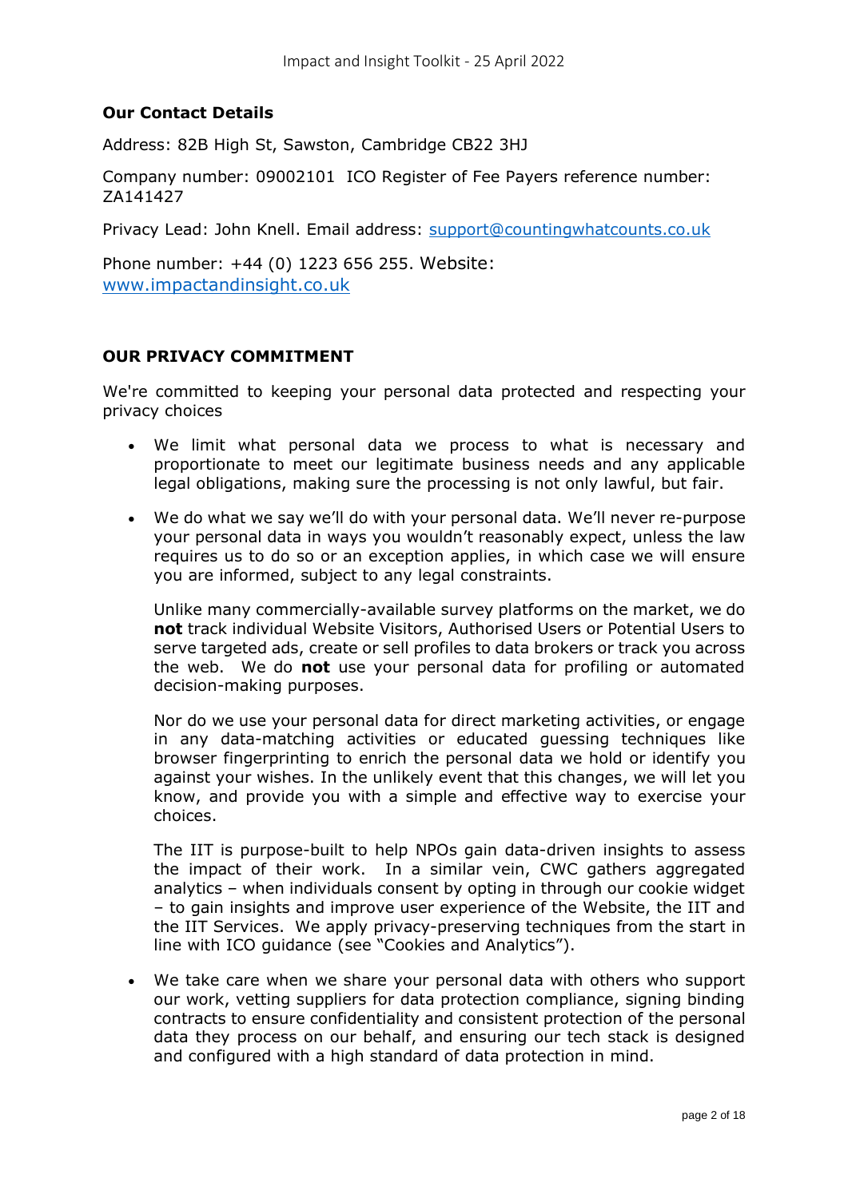### Our Contact Details

Address: 82B High St, Sawston, Cambridge CB22 3HJ

Company number: 09002101 ICO Register of Fee Payers reference number: ZA141427

Privacy Lead: John Knell. Email address: [support@countingwhatcounts.co.uk](mailto:support@countingwhatcounts.co.uk)

Phone number: +44 (0) 1223 656 255. Website: [www.impactandinsight.co.uk](http://www.impactandinsight.co.uk)

### OUR PRIVACY COMMITMENT

We're committed to keeping your personal data protected and respecting your privacy choices

- We limit what personal data we process to what is necessary and proportionate to meet our legitimate business needs and any applicable legal obligations, making sure the processing is not only lawful, but fair.

- We do what we say we'll do with your personal data. We'll never re-purpose your personal data in ways you wouldn't reasonably expect, unless the law requires us to do so or an exception applies, in which case we will ensure you are informed, subject to any legal constraints.

  Unlike many commercially-available survey platforms on the market, we do **not** track individual Website Visitors, Authorised Users or Potential Users to serve targeted ads, create or sell profiles to data brokers or track you across the web. We do **not** use your personal data for profiling or automated decision-making purposes.

  Nor do we use your personal data for direct marketing activities, or engage in any data-matching activities or educated guessing techniques like browser fingerprinting to enrich the personal data we hold or identify you against your wishes. In the unlikely event that this changes, we will let you know, and provide you with a simple and effective way to exercise your choices.

  The IIT is purpose-built to help NPOs gain data-driven insights to assess the impact of their work. In a similar vein, CWC gathers aggregated analytics – when individuals consent by opting in through our cookie widget – to gain insights and improve user experience of the Website, the IIT and the IIT Services. We apply privacy-preserving techniques from the start in line with ICO guidance (see "Cookies and Analytics").

- We take care when we share your personal data with others who support our work, vetting suppliers for data protection compliance, signing binding contracts to ensure confidentiality and consistent protection of the personal data they process on our behalf, and ensuring our tech stack is designed and configured with a high standard of data protection in mind.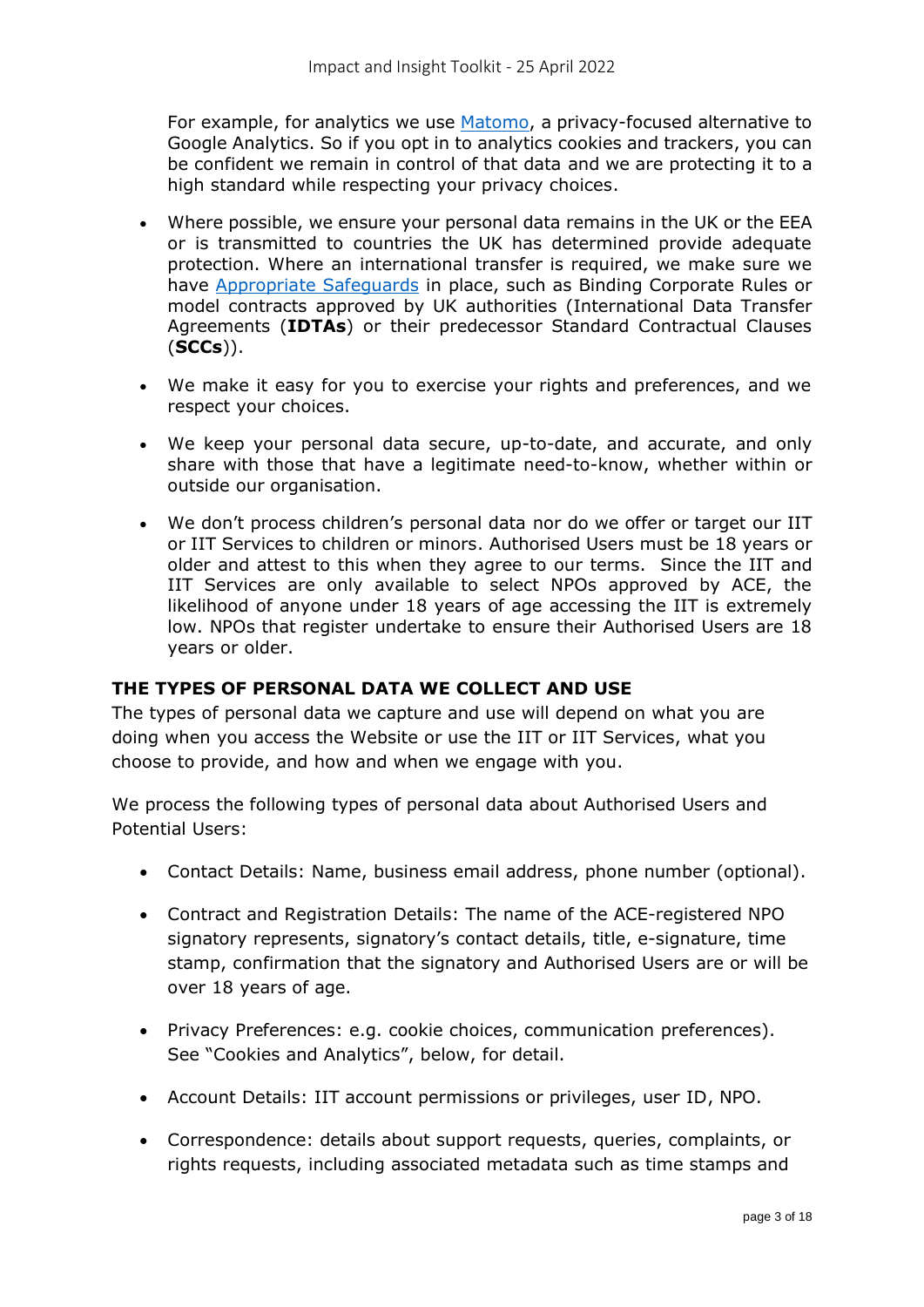For example, for analytics we use [Matomo](), a privacy-focused alternative to Google Analytics. So if you opt in to analytics cookies and trackers, you can be confident we remain in control of that data and we are protecting it to a high standard while respecting your privacy choices.

- Where possible, we ensure your personal data remains in the UK or the EEA or is transmitted to countries the UK has determined provide adequate protection. Where an international transfer is required, we make sure we have [Appropriate Safeguards]() in place, such as Binding Corporate Rules or model contracts approved by UK authorities (International Data Transfer Agreements (**IDTAs**) or their predecessor Standard Contractual Clauses (**SCCs**)).

- We make it easy for you to exercise your rights and preferences, and we respect your choices.

- We keep your personal data secure, up-to-date, and accurate, and only share with those that have a legitimate need-to-know, whether within or outside our organisation.

- We don't process children's personal data nor do we offer or target our IIT or IIT Services to children or minors. Authorised Users must be 18 years or older and attest to this when they agree to our terms. Since the IIT and IIT Services are only available to select NPOs approved by ACE, the likelihood of anyone under 18 years of age accessing the IIT is extremely low. NPOs that register undertake to ensure their Authorised Users are 18 years or older.

## THE TYPES OF PERSONAL DATA WE COLLECT AND USE

The types of personal data we capture and use will depend on what you are doing when you access the Website or use the IIT or IIT Services, what you choose to provide, and how and when we engage with you.

We process the following types of personal data about Authorised Users and Potential Users:

- Contact Details: Name, business email address, phone number (optional).

- Contract and Registration Details: The name of the ACE-registered NPO signatory represents, signatory's contact details, title, e-signature, time stamp, confirmation that the signatory and Authorised Users are or will be over 18 years of age.

- Privacy Preferences: e.g. cookie choices, communication preferences). See "Cookies and Analytics", below, for detail.

- Account Details: IIT account permissions or privileges, user ID, NPO.

- Correspondence: details about support requests, queries, complaints, or rights requests, including associated metadata such as time stamps and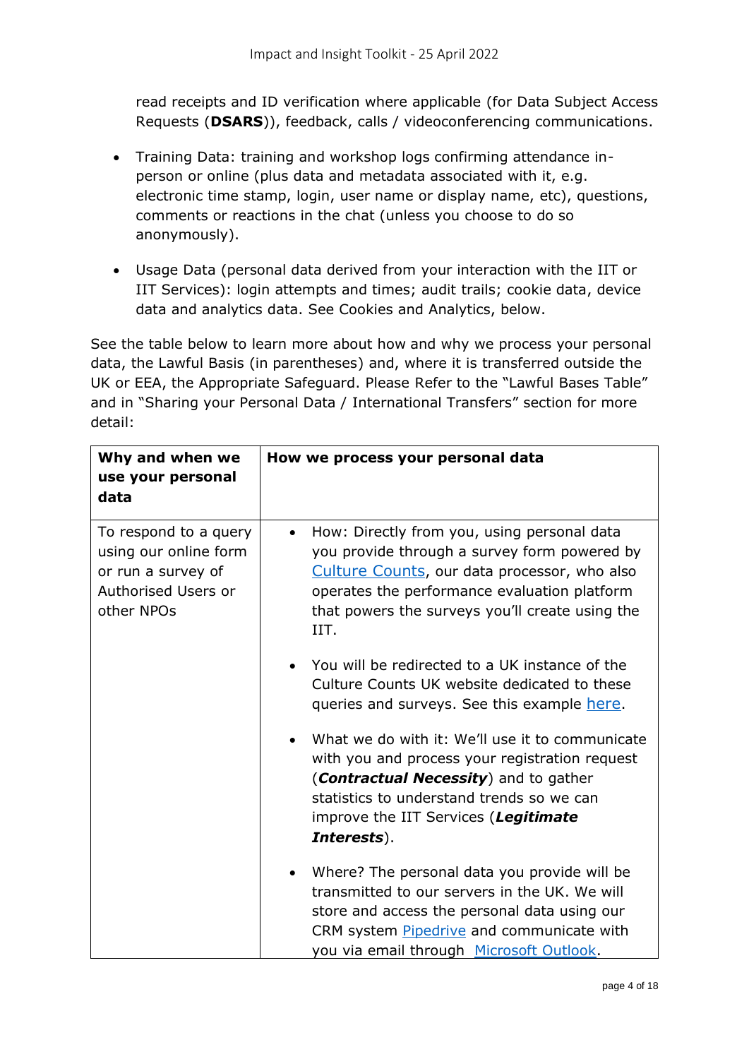read receipts and ID verification where applicable (for Data Subject Access Requests (**DSARS**)), feedback, calls / videoconferencing communications.

- Training Data: training and workshop logs confirming attendance in-person or online (plus data and metadata associated with it, e.g. electronic time stamp, login, user name or display name, etc), questions, comments or reactions in the chat (unless you choose to do so anonymously).

- Usage Data (personal data derived from your interaction with the IIT or IIT Services): login attempts and times; audit trails; cookie data, device data and analytics data. See Cookies and Analytics, below.

See the table below to learn more about how and why we process your personal data, the Lawful Basis (in parentheses) and, where it is transferred outside the UK or EEA, the Appropriate Safeguard. Please Refer to the "Lawful Bases Table" and in "Sharing your Personal Data / International Transfers" section for more detail:

| Why and when we use your personal data | How we process your personal data |
|---|---|
| To respond to a query using our online form or run a survey of Authorised Users or other NPOs | • How: Directly from you, using personal data you provide through a survey form powered by Culture Counts, our data processor, who also operates the performance evaluation platform that powers the surveys you'll create using the IIT.<br><br>• You will be redirected to a UK instance of the Culture Counts UK website dedicated to these queries and surveys. See this example here.<br><br>• What we do with it: We'll use it to communicate with you and process your registration request (***Contractual Necessity***) and to gather statistics to understand trends so we can improve the IIT Services (***Legitimate Interests***).<br><br>• Where? The personal data you provide will be transmitted to our servers in the UK. We will store and access the personal data using our CRM system Pipedrive and communicate with you via email through Microsoft Outlook. |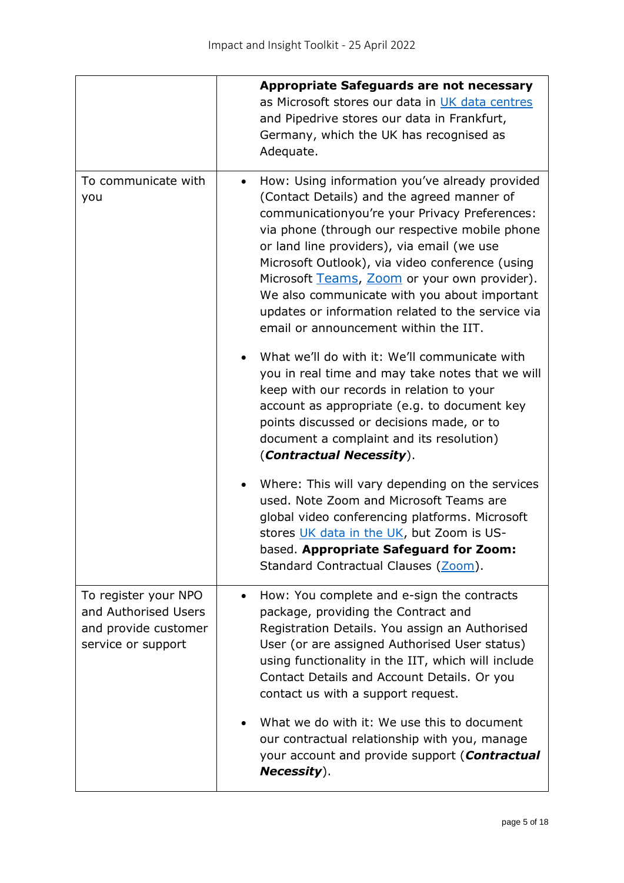| | |
|---|---|
| | **Appropriate Safeguards are not necessary** as Microsoft stores our data in UK data centres and Pipedrive stores our data in Frankfurt, Germany, which the UK has recognised as Adequate. |
| To communicate with you | • How: Using information you've already provided (Contact Details) and the agreed manner of communicationyou're your Privacy Preferences: via phone (through our respective mobile phone or land line providers), via email (we use Microsoft Outlook), via video conference (using Microsoft Teams, Zoom or your own provider). We also communicate with you about important updates or information related to the service via email or announcement within the IIT.<br><br>• What we'll do with it: We'll communicate with you in real time and may take notes that we will keep with our records in relation to your account as appropriate (e.g. to document key points discussed or decisions made, or to document a complaint and its resolution) (***Contractual Necessity***).<br><br>• Where: This will vary depending on the services used. Note Zoom and Microsoft Teams are global video conferencing platforms. Microsoft stores UK data in the UK, but Zoom is US-based. **Appropriate Safeguard for Zoom:** Standard Contractual Clauses (Zoom). |
| To register your NPO and Authorised Users and provide customer service or support | • How: You complete and e-sign the contracts package, providing the Contract and Registration Details. You assign an Authorised User (or are assigned Authorised User status) using functionality in the IIT, which will include Contact Details and Account Details. Or you contact us with a support request.<br><br>• What we do with it: We use this to document our contractual relationship with you, manage your account and provide support (***Contractual Necessity***). |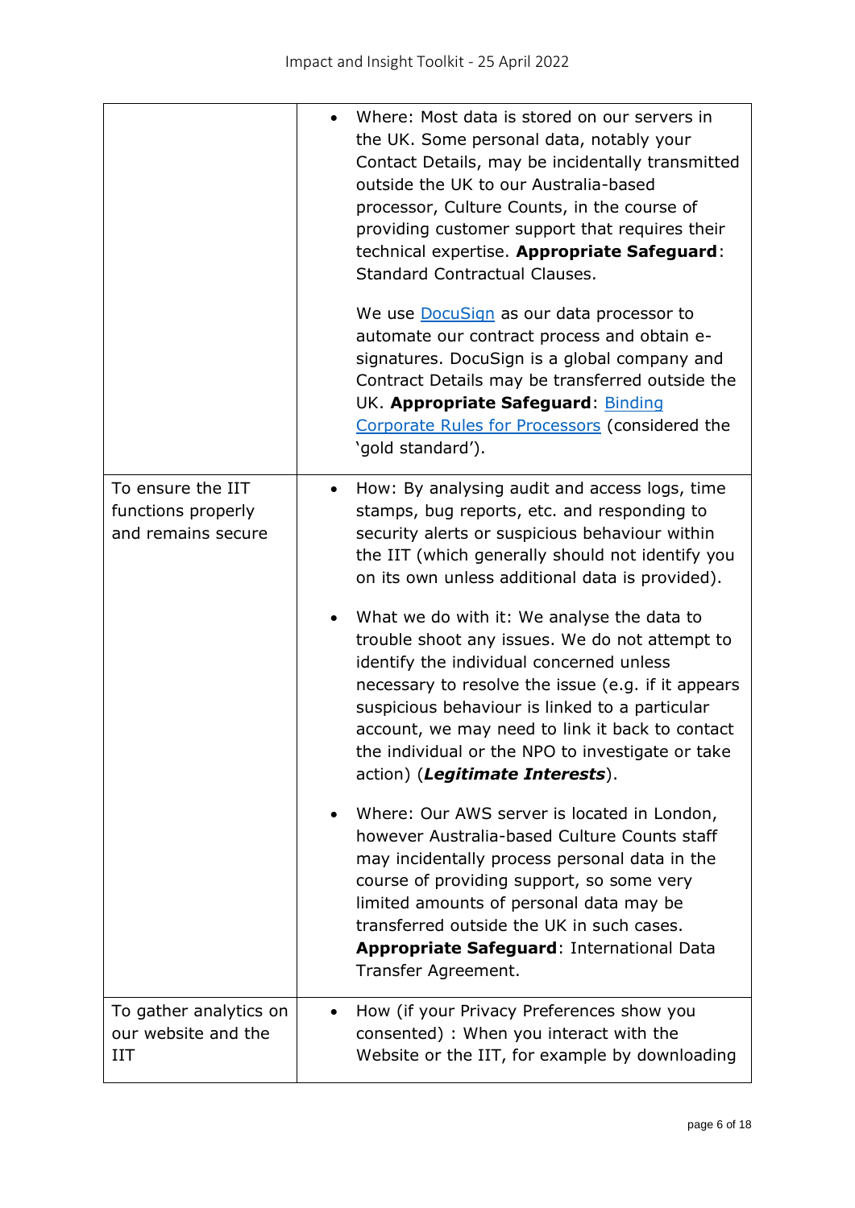| | |
|---|---|
| | • Where: Most data is stored on our servers in the UK. Some personal data, notably your Contact Details, may be incidentally transmitted outside the UK to our Australia-based processor, Culture Counts, in the course of providing customer support that requires their technical expertise. **Appropriate Safeguard**: Standard Contractual Clauses.<br><br>We use [DocuSign]() as our data processor to automate our contract process and obtain e-signatures. DocuSign is a global company and Contract Details may be transferred outside the UK. **Appropriate Safeguard**: [Binding Corporate Rules for Processors]() (considered the 'gold standard'). |
| To ensure the IIT functions properly and remains secure | • How: By analysing audit and access logs, time stamps, bug reports, etc. and responding to security alerts or suspicious behaviour within the IIT (which generally should not identify you on its own unless additional data is provided).<br><br>• What we do with it: We analyse the data to trouble shoot any issues. We do not attempt to identify the individual concerned unless necessary to resolve the issue (e.g. if it appears suspicious behaviour is linked to a particular account, we may need to link it back to contact the individual or the NPO to investigate or take action) (***Legitimate Interests***).<br><br>• Where: Our AWS server is located in London, however Australia-based Culture Counts staff may incidentally process personal data in the course of providing support, so some very limited amounts of personal data may be transferred outside the UK in such cases. **Appropriate Safeguard**: International Data Transfer Agreement. |
| To gather analytics on our website and the IIT | • How (if your Privacy Preferences show you consented) : When you interact with the Website or the IIT, for example by downloading |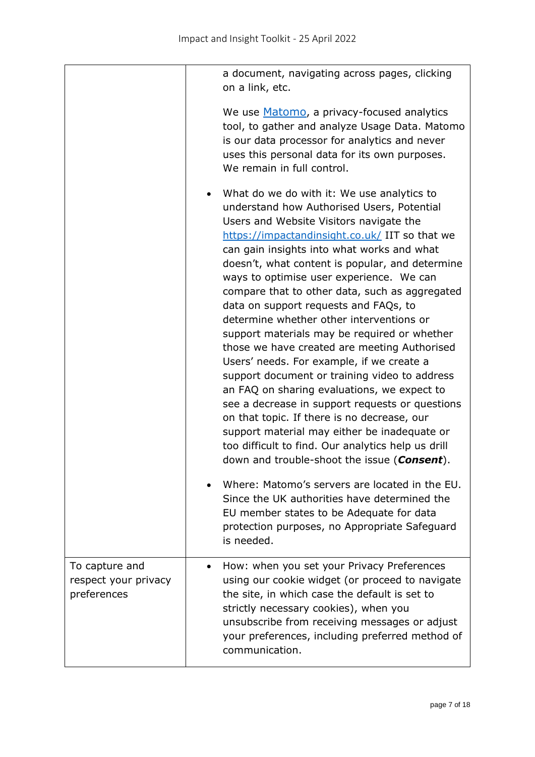| | |
|---|---|
| | a document, navigating across pages, clicking on a link, etc.<br><br>We use [Matomo](), a privacy-focused analytics tool, to gather and analyze Usage Data. Matomo is our data processor for analytics and never uses this personal data for its own purposes. We remain in full control.<br><br>• What do we do with it: We use analytics to understand how Authorised Users, Potential Users and Website Visitors navigate the https://impactandinsight.co.uk/ IIT so that we can gain insights into what works and what doesn't, what content is popular, and determine ways to optimise user experience. We can compare that to other data, such as aggregated data on support requests and FAQs, to determine whether other interventions or support materials may be required or whether those we have created are meeting Authorised Users' needs. For example, if we create a support document or training video to address an FAQ on sharing evaluations, we expect to see a decrease in support requests or questions on that topic. If there is no decrease, our support material may either be inadequate or too difficult to find. Our analytics help us drill down and trouble-shoot the issue (***Consent***).<br><br>• Where: Matomo's servers are located in the EU. Since the UK authorities have determined the EU member states to be Adequate for data protection purposes, no Appropriate Safeguard is needed. |
| To capture and respect your privacy preferences | • How: when you set your Privacy Preferences using our cookie widget (or proceed to navigate the site, in which case the default is set to strictly necessary cookies), when you unsubscribe from receiving messages or adjust your preferences, including preferred method of communication. |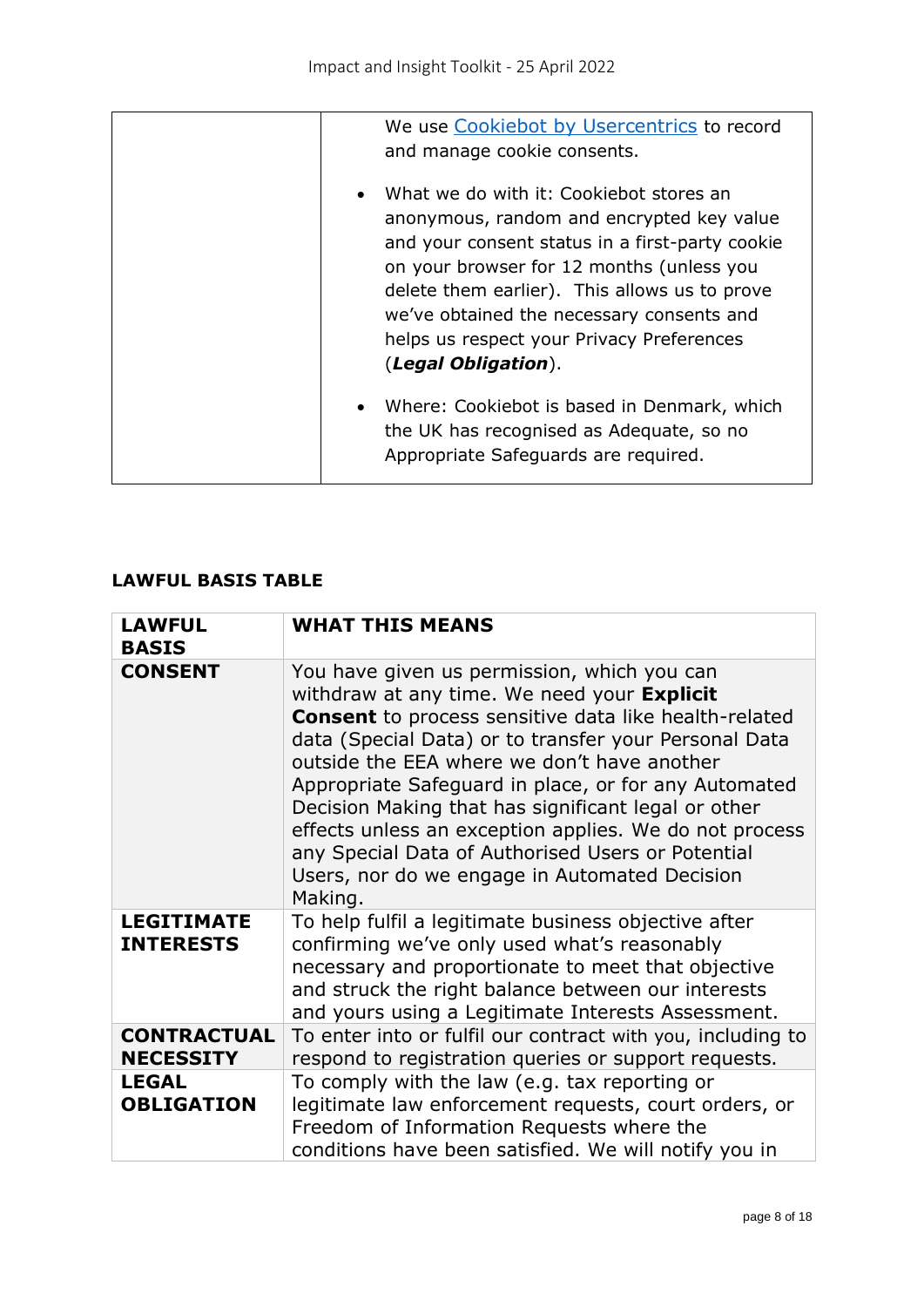| | |
|---|---|
| | We use [Cookiebot by Usercentrics](#) to record and manage cookie consents.<br><br>• What we do with it: Cookiebot stores an anonymous, random and encrypted key value and your consent status in a first-party cookie on your browser for 12 months (unless you delete them earlier). This allows us to prove we've obtained the necessary consents and helps us respect your Privacy Preferences (***Legal Obligation***).<br><br>• Where: Cookiebot is based in Denmark, which the UK has recognised as Adequate, so no Appropriate Safeguards are required. |

**LAWFUL BASIS TABLE**

| LAWFUL BASIS | WHAT THIS MEANS |
|---|---|
| **CONSENT** | You have given us permission, which you can withdraw at any time. We need your **Explicit Consent** to process sensitive data like health-related data (Special Data) or to transfer your Personal Data outside the EEA where we don't have another Appropriate Safeguard in place, or for any Automated Decision Making that has significant legal or other effects unless an exception applies. We do not process any Special Data of Authorised Users or Potential Users, nor do we engage in Automated Decision Making. |
| **LEGITIMATE INTERESTS** | To help fulfil a legitimate business objective after confirming we've only used what's reasonably necessary and proportionate to meet that objective and struck the right balance between our interests and yours using a Legitimate Interests Assessment. |
| **CONTRACTUAL NECESSITY** | To enter into or fulfil our contract with you, including to respond to registration queries or support requests. |
| **LEGAL OBLIGATION** | To comply with the law (e.g. tax reporting or legitimate law enforcement requests, court orders, or Freedom of Information Requests where the conditions have been satisfied. We will notify you in |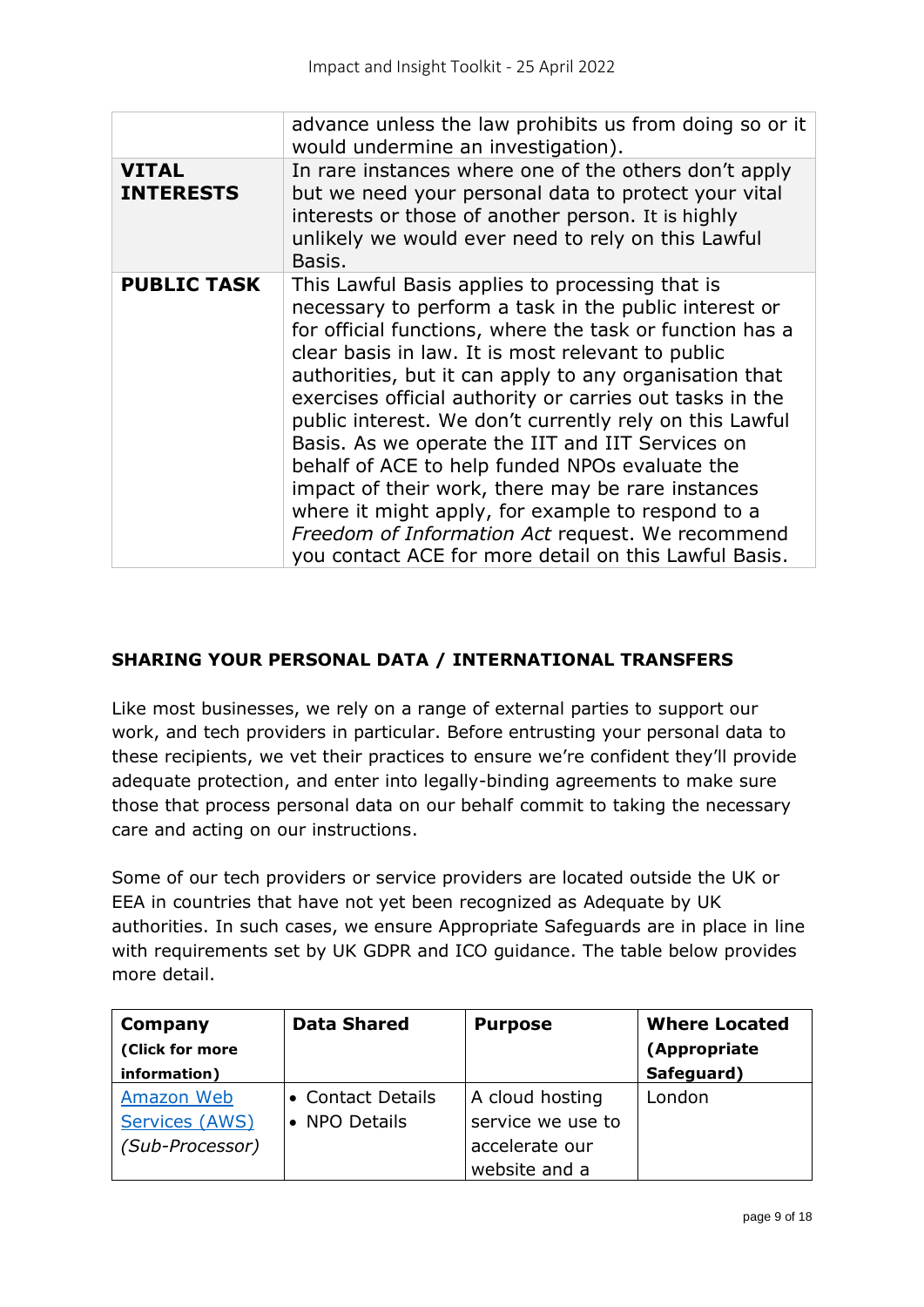| | |
|---|---|
| | advance unless the law prohibits us from doing so or it would undermine an investigation). |
| **VITAL INTERESTS** | In rare instances where one of the others don't apply but we need your personal data to protect your vital interests or those of another person. It is highly unlikely we would ever need to rely on this Lawful Basis. |
| **PUBLIC TASK** | This Lawful Basis applies to processing that is necessary to perform a task in the public interest or for official functions, where the task or function has a clear basis in law. It is most relevant to public authorities, but it can apply to any organisation that exercises official authority or carries out tasks in the public interest. We don't currently rely on this Lawful Basis. As we operate the IIT and IIT Services on behalf of ACE to help funded NPOs evaluate the impact of their work, there may be rare instances where it might apply, for example to respond to a *Freedom of Information Act* request. We recommend you contact ACE for more detail on this Lawful Basis. |

## SHARING YOUR PERSONAL DATA / INTERNATIONAL TRANSFERS

Like most businesses, we rely on a range of external parties to support our work, and tech providers in particular. Before entrusting your personal data to these recipients, we vet their practices to ensure we're confident they'll provide adequate protection, and enter into legally-binding agreements to make sure those that process personal data on our behalf commit to taking the necessary care and acting on our instructions.

Some of our tech providers or service providers are located outside the UK or EEA in countries that have not yet been recognized as Adequate by UK authorities. In such cases, we ensure Appropriate Safeguards are in place in line with requirements set by UK GDPR and ICO guidance. The table below provides more detail.

| **Company (Click for more information)** | **Data Shared** | **Purpose** | **Where Located (Appropriate Safeguard)** |
|---|---|---|---|
| Amazon Web Services (AWS) *(Sub-Processor)* | • Contact Details<br>• NPO Details | A cloud hosting service we use to accelerate our website and a | London |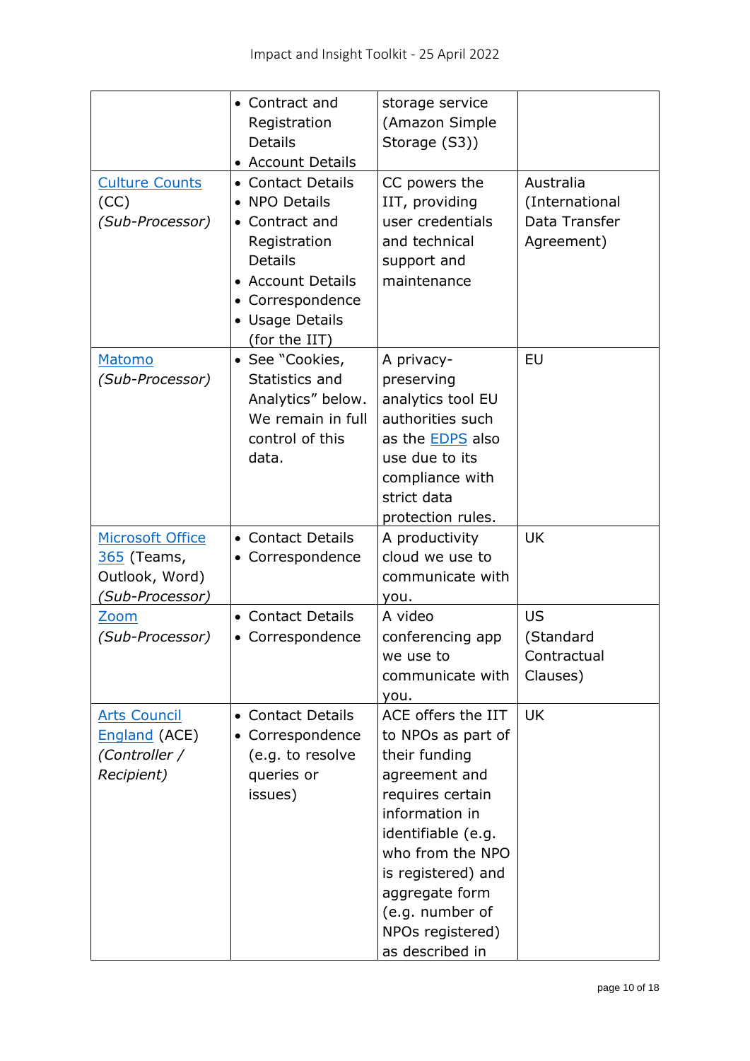| | | | |
|---|---|---|---|
| | • Contract and Registration Details<br>• Account Details | storage service (Amazon Simple Storage (S3)) | |
| [Culture Counts]() (CC)<br>*(Sub-Processor)* | • Contact Details<br>• NPO Details<br>• Contract and Registration Details<br>• Account Details<br>• Correspondence<br>• Usage Details (for the IIT) | CC powers the IIT, providing user credentials and technical support and maintenance | Australia (International Data Transfer Agreement) |
| [Matomo]()<br>*(Sub-Processor)* | • See "Cookies, Statistics and Analytics" below. We remain in full control of this data. | A privacy-preserving analytics tool EU authorities such as the [EDPS]() also use due to its compliance with strict data protection rules. | EU |
| [Microsoft Office 365]() (Teams, Outlook, Word)<br>*(Sub-Processor)* | • Contact Details<br>• Correspondence | A productivity cloud we use to communicate with you. | UK |
| [Zoom]()<br>*(Sub-Processor)* | • Contact Details<br>• Correspondence | A video conferencing app we use to communicate with you. | US (Standard Contractual Clauses) |
| [Arts Council England]() (ACE)<br>*(Controller / Recipient)* | • Contact Details<br>• Correspondence (e.g. to resolve queries or issues) | ACE offers the IIT to NPOs as part of their funding agreement and requires certain information in identifiable (e.g. who from the NPO is registered) and aggregate form (e.g. number of NPOs registered) as described in | UK |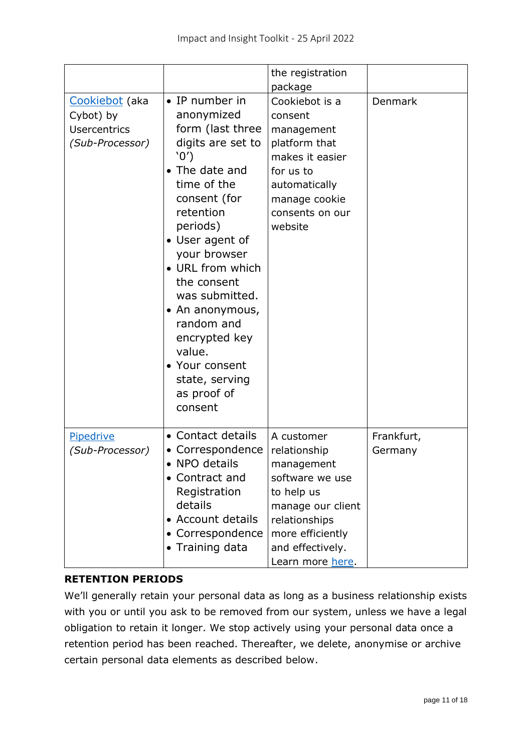| | | | |
|---|---|---|---|
| | | the registration package | |
| Cookiebot (aka Cybot) by Usercentrics *(Sub-Processor)* | • IP number in anonymized form (last three digits are set to '0')<br>• The date and time of the consent (for retention periods)<br>• User agent of your browser<br>• URL from which the consent was submitted.<br>• An anonymous, random and encrypted key value.<br>• Your consent state, serving as proof of consent | Cookiebot is a consent management platform that makes it easier for us to automatically manage cookie consents on our website | Denmark |
| Pipedrive *(Sub-Processor)* | • Contact details<br>• Correspondence<br>• NPO details<br>• Contract and Registration details<br>• Account details<br>• Correspondence<br>• Training data | A customer relationship management software we use to help us manage our client relationships more efficiently and effectively. Learn more here. | Frankfurt, Germany |

**RETENTION PERIODS**

We'll generally retain your personal data as long as a business relationship exists with you or until you ask to be removed from our system, unless we have a legal obligation to retain it longer. We stop actively using your personal data once a retention period has been reached. Thereafter, we delete, anonymise or archive certain personal data elements as described below.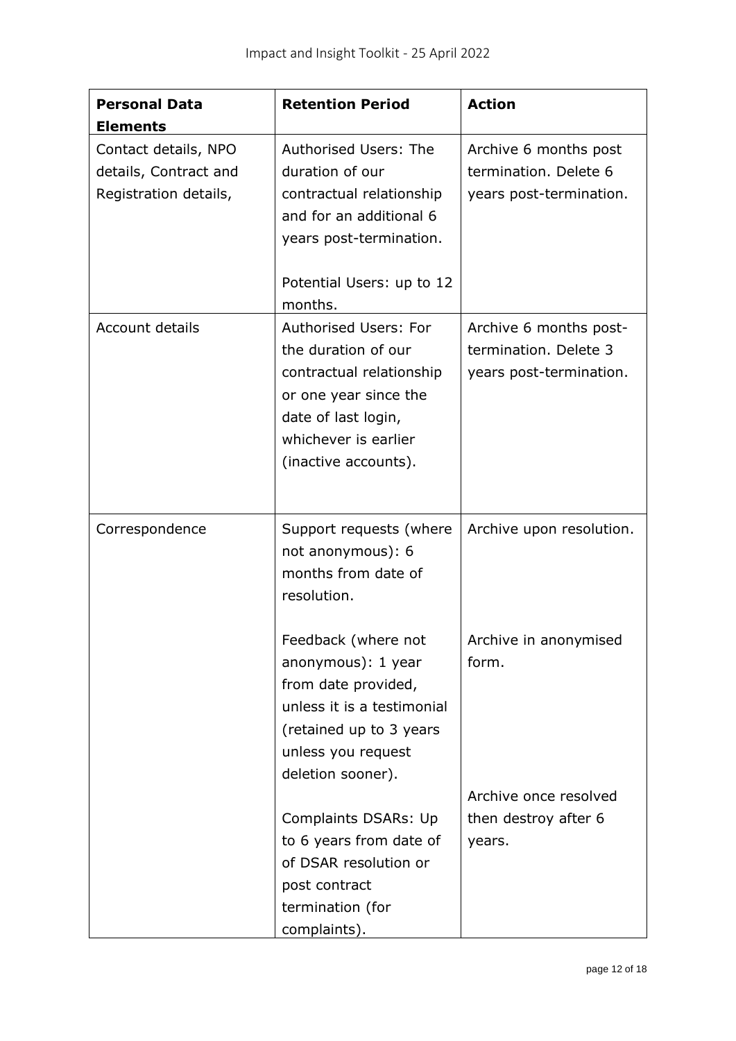| Personal Data Elements | Retention Period | Action |
|---|---|---|
| Contact details, NPO details, Contract and Registration details, | Authorised Users: The duration of our contractual relationship and for an additional 6 years post-termination.<br><br>Potential Users: up to 12 months. | Archive 6 months post termination. Delete 6 years post-termination. |
| Account details | Authorised Users: For the duration of our contractual relationship or one year since the date of last login, whichever is earlier (inactive accounts). | Archive 6 months post-termination. Delete 3 years post-termination. |
| Correspondence | Support requests (where not anonymous): 6 months from date of resolution.<br><br>Feedback (where not anonymous): 1 year from date provided, unless it is a testimonial (retained up to 3 years unless you request deletion sooner).<br><br>Complaints DSARs: Up to 6 years from date of of DSAR resolution or post contract termination (for complaints). | Archive upon resolution.<br><br>Archive in anonymised form.<br><br>Archive once resolved then destroy after 6 years. |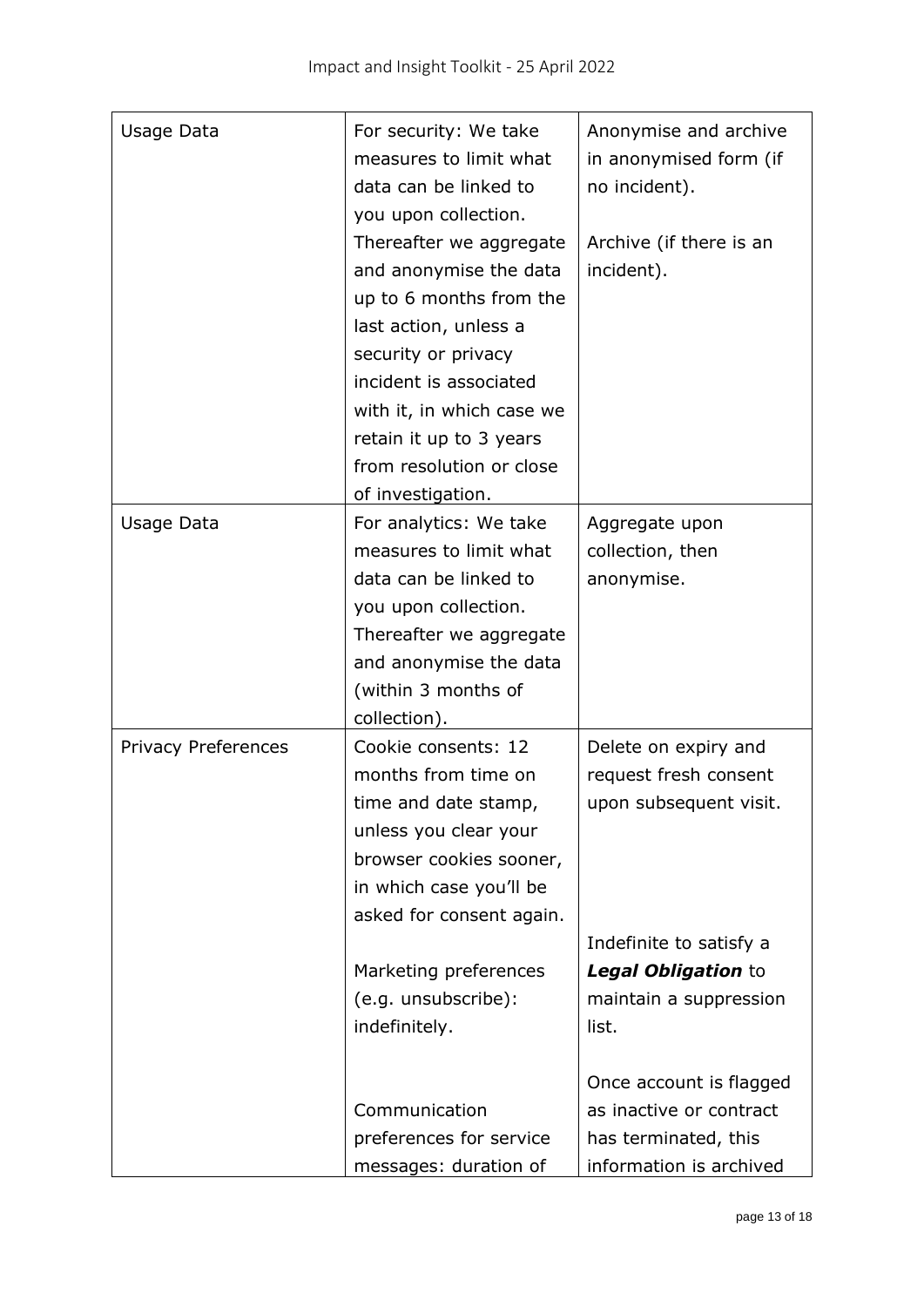| | | |
|---|---|---|
| Usage Data | For security: We take measures to limit what data can be linked to you upon collection. Thereafter we aggregate and anonymise the data up to 6 months from the last action, unless a security or privacy incident is associated with it, in which case we retain it up to 3 years from resolution or close of investigation. | Anonymise and archive in anonymised form (if no incident).<br><br>Archive (if there is an incident). |
| Usage Data | For analytics: We take measures to limit what data can be linked to you upon collection. Thereafter we aggregate and anonymise the data (within 3 months of collection). | Aggregate upon collection, then anonymise. |
| Privacy Preferences | Cookie consents: 12 months from time on time and date stamp, unless you clear your browser cookies sooner, in which case you'll be asked for consent again.<br><br>Marketing preferences (e.g. unsubscribe): indefinitely.<br><br>Communication preferences for service messages: duration of | Delete on expiry and request fresh consent upon subsequent visit.<br><br>Indefinite to satisfy a ***Legal Obligation*** to maintain a suppression list.<br><br>Once account is flagged as inactive or contract has terminated, this information is archived |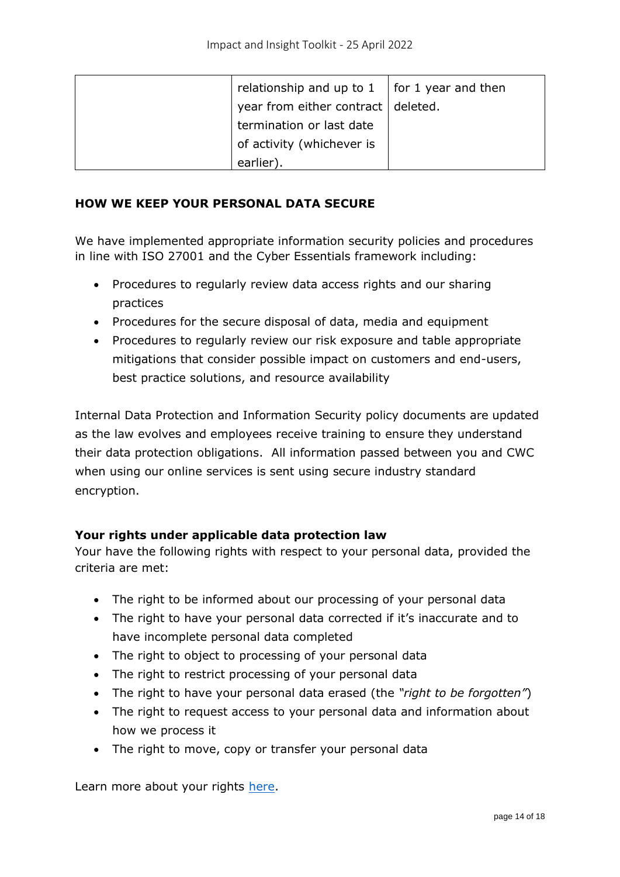| | | |
|---|---|---|
| | relationship and up to 1 year from either contract termination or last date of activity (whichever is earlier). | for 1 year and then deleted. |

## HOW WE KEEP YOUR PERSONAL DATA SECURE

We have implemented appropriate information security policies and procedures in line with ISO 27001 and the Cyber Essentials framework including:

- Procedures to regularly review data access rights and our sharing practices
- Procedures for the secure disposal of data, media and equipment
- Procedures to regularly review our risk exposure and table appropriate mitigations that consider possible impact on customers and end-users, best practice solutions, and resource availability

Internal Data Protection and Information Security policy documents are updated as the law evolves and employees receive training to ensure they understand their data protection obligations. All information passed between you and CWC when using our online services is sent using secure industry standard encryption.

### Your rights under applicable data protection law

Your have the following rights with respect to your personal data, provided the criteria are met:

- The right to be informed about our processing of your personal data
- The right to have your personal data corrected if it's inaccurate and to have incomplete personal data completed
- The right to object to processing of your personal data
- The right to restrict processing of your personal data
- The right to have your personal data erased (the *"right to be forgotten"*)
- The right to request access to your personal data and information about how we process it
- The right to move, copy or transfer your personal data

Learn more about your rights here.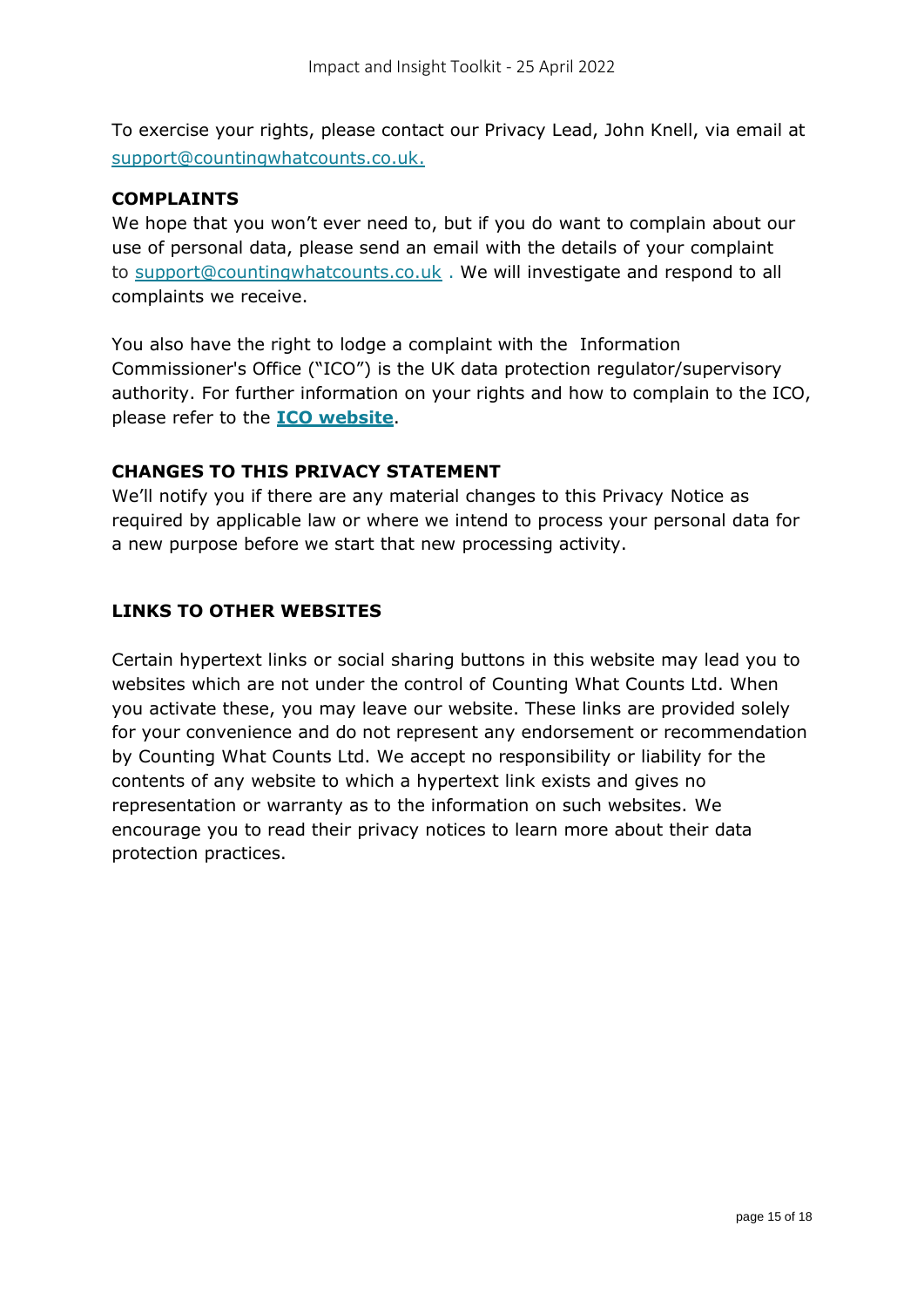To exercise your rights, please contact our Privacy Lead, John Knell, via email at support@countingwhatcounts.co.uk.

## COMPLAINTS

We hope that you won't ever need to, but if you do want to complain about our use of personal data, please send an email with the details of your complaint to support@countingwhatcounts.co.uk . We will investigate and respond to all complaints we receive.

You also have the right to lodge a complaint with the Information Commissioner's Office ("ICO") is the UK data protection regulator/supervisory authority. For further information on your rights and how to complain to the ICO, please refer to the **ICO website**.

## CHANGES TO THIS PRIVACY STATEMENT

We'll notify you if there are any material changes to this Privacy Notice as required by applicable law or where we intend to process your personal data for a new purpose before we start that new processing activity.

## LINKS TO OTHER WEBSITES

Certain hypertext links or social sharing buttons in this website may lead you to websites which are not under the control of Counting What Counts Ltd. When you activate these, you may leave our website. These links are provided solely for your convenience and do not represent any endorsement or recommendation by Counting What Counts Ltd. We accept no responsibility or liability for the contents of any website to which a hypertext link exists and gives no representation or warranty as to the information on such websites. We encourage you to read their privacy notices to learn more about their data protection practices.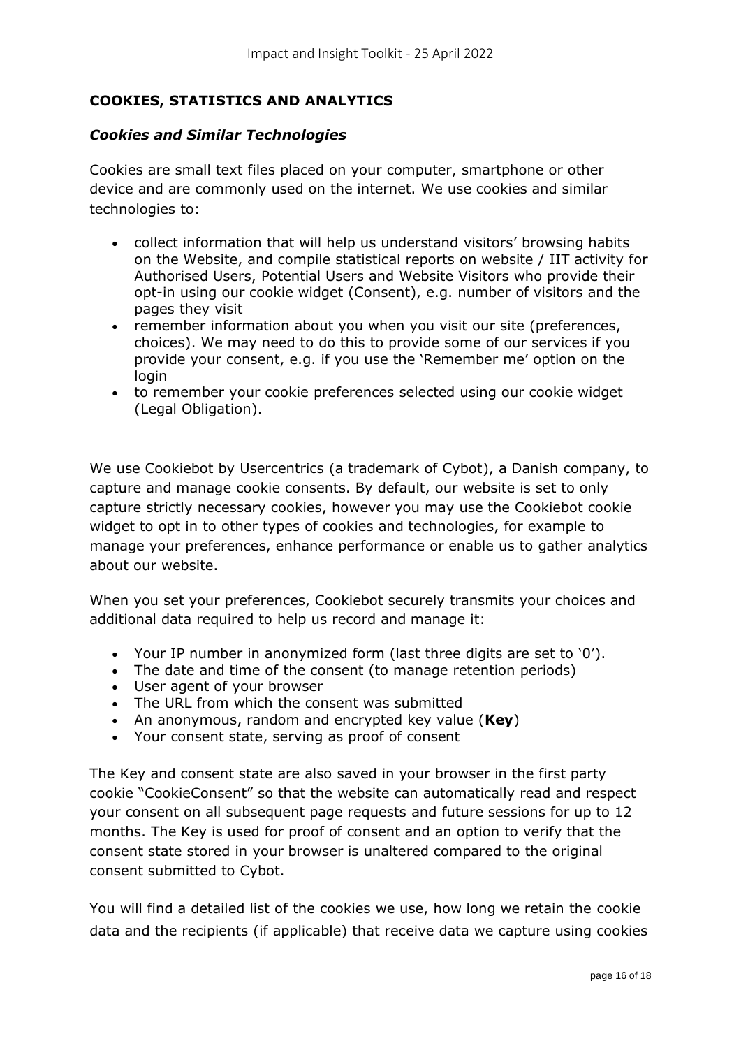## COOKIES, STATISTICS AND ANALYTICS

### *Cookies and Similar Technologies*

Cookies are small text files placed on your computer, smartphone or other device and are commonly used on the internet. We use cookies and similar technologies to:

- collect information that will help us understand visitors' browsing habits on the Website, and compile statistical reports on website / IIT activity for Authorised Users, Potential Users and Website Visitors who provide their opt-in using our cookie widget (Consent), e.g. number of visitors and the pages they visit
- remember information about you when you visit our site (preferences, choices). We may need to do this to provide some of our services if you provide your consent, e.g. if you use the 'Remember me' option on the login
- to remember your cookie preferences selected using our cookie widget (Legal Obligation).

We use Cookiebot by Usercentrics (a trademark of Cybot), a Danish company, to capture and manage cookie consents. By default, our website is set to only capture strictly necessary cookies, however you may use the Cookiebot cookie widget to opt in to other types of cookies and technologies, for example to manage your preferences, enhance performance or enable us to gather analytics about our website.

When you set your preferences, Cookiebot securely transmits your choices and additional data required to help us record and manage it:

- Your IP number in anonymized form (last three digits are set to '0').
- The date and time of the consent (to manage retention periods)
- User agent of your browser
- The URL from which the consent was submitted
- An anonymous, random and encrypted key value (**Key**)
- Your consent state, serving as proof of consent

The Key and consent state are also saved in your browser in the first party cookie "CookieConsent" so that the website can automatically read and respect your consent on all subsequent page requests and future sessions for up to 12 months. The Key is used for proof of consent and an option to verify that the consent state stored in your browser is unaltered compared to the original consent submitted to Cybot.

You will find a detailed list of the cookies we use, how long we retain the cookie data and the recipients (if applicable) that receive data we capture using cookies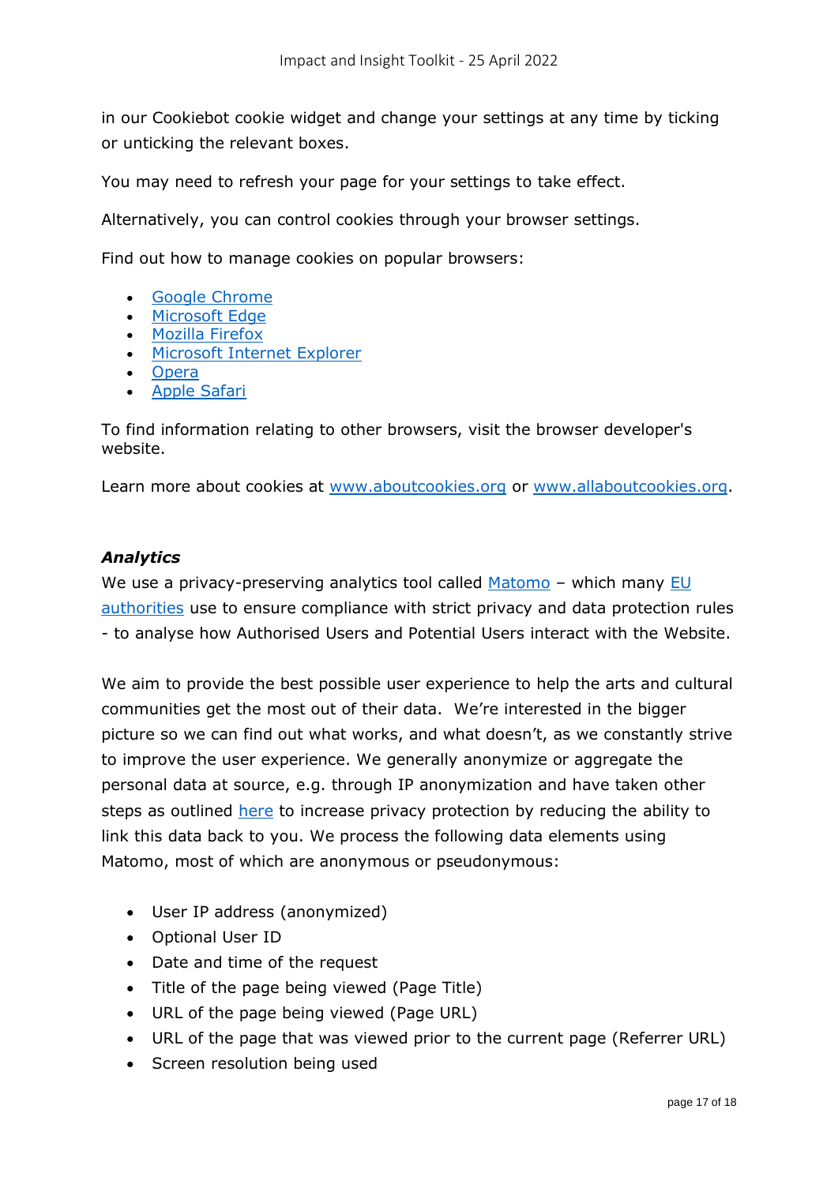in our Cookiebot cookie widget and change your settings at any time by ticking or unticking the relevant boxes.

You may need to refresh your page for your settings to take effect.

Alternatively, you can control cookies through your browser settings.

Find out how to manage cookies on popular browsers:

- Google Chrome
- Microsoft Edge
- Mozilla Firefox
- Microsoft Internet Explorer
- Opera
- Apple Safari

To find information relating to other browsers, visit the browser developer's website.

Learn more about cookies at www.aboutcookies.org or www.allaboutcookies.org.

***Analytics***

We use a privacy-preserving analytics tool called Matomo – which many EU authorities use to ensure compliance with strict privacy and data protection rules - to analyse how Authorised Users and Potential Users interact with the Website.

We aim to provide the best possible user experience to help the arts and cultural communities get the most out of their data. We're interested in the bigger picture so we can find out what works, and what doesn't, as we constantly strive to improve the user experience. We generally anonymize or aggregate the personal data at source, e.g. through IP anonymization and have taken other steps as outlined here to increase privacy protection by reducing the ability to link this data back to you. We process the following data elements using Matomo, most of which are anonymous or pseudonymous:

- User IP address (anonymized)
- Optional User ID
- Date and time of the request
- Title of the page being viewed (Page Title)
- URL of the page being viewed (Page URL)
- URL of the page that was viewed prior to the current page (Referrer URL)
- Screen resolution being used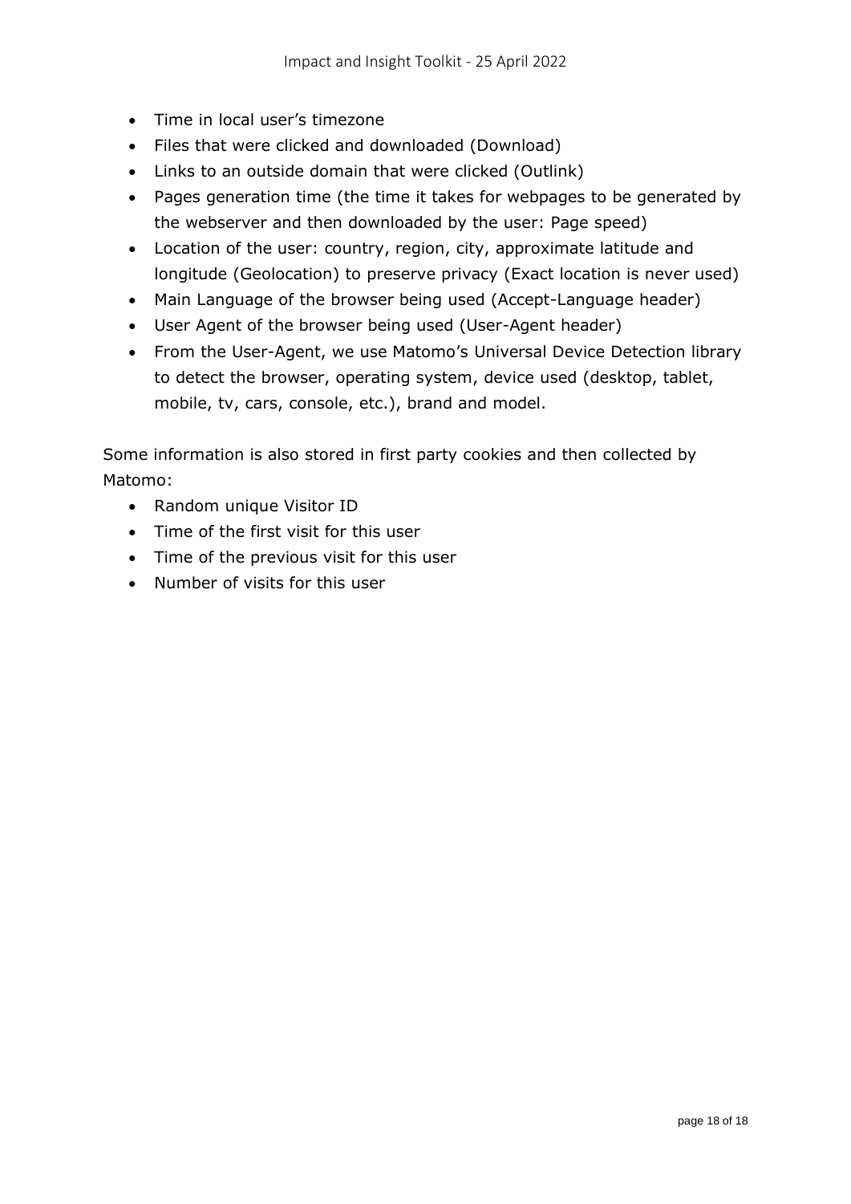- Time in local user's timezone
- Files that were clicked and downloaded (Download)
- Links to an outside domain that were clicked (Outlink)
- Pages generation time (the time it takes for webpages to be generated by the webserver and then downloaded by the user: Page speed)
- Location of the user: country, region, city, approximate latitude and longitude (Geolocation) to preserve privacy (Exact location is never used)
- Main Language of the browser being used (Accept-Language header)
- User Agent of the browser being used (User-Agent header)
- From the User-Agent, we use Matomo's Universal Device Detection library to detect the browser, operating system, device used (desktop, tablet, mobile, tv, cars, console, etc.), brand and model.

Some information is also stored in first party cookies and then collected by Matomo:

- Random unique Visitor ID
- Time of the first visit for this user
- Time of the previous visit for this user
- Number of visits for this user